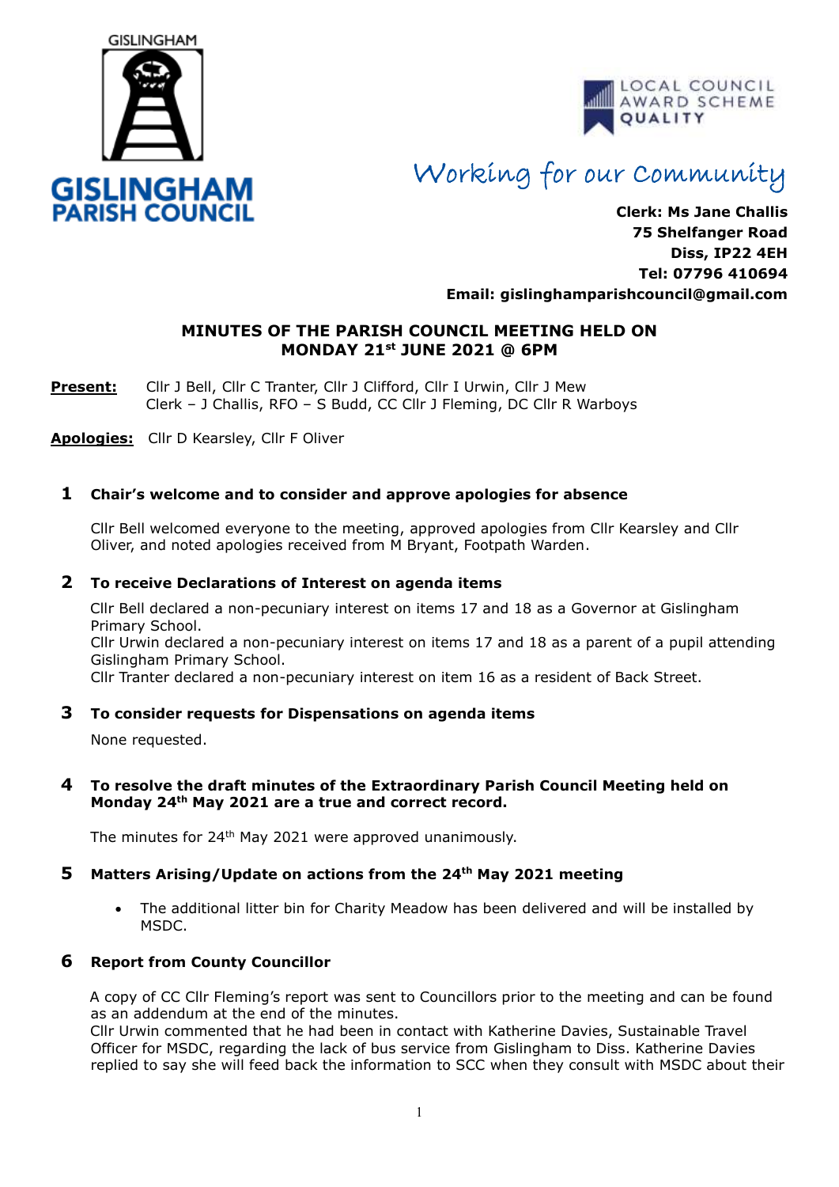GISLINGHAM

**GISLINGHAM PARISH COUNCIL**

LOCAL COUNCIL AWARD SCHEME QUALITY

*Working for our Community*

**Clerk: Ms Jane Challis**
**75 Shelfanger Road**
**Diss, IP22 4EH**
**Tel: 07796 410694**
**Email: gislinghamparishcouncil@gmail.com**

## MINUTES OF THE PARISH COUNCIL MEETING HELD ON MONDAY 21st JUNE 2021 @ 6PM

**Present:** Cllr J Bell, Cllr C Tranter, Cllr J Clifford, Cllr I Urwin, Cllr J Mew
Clerk – J Challis, RFO – S Budd, CC Cllr J Fleming, DC Cllr R Warboys

**Apologies:** Cllr D Kearsley, Cllr F Oliver

### 1 Chair's welcome and to consider and approve apologies for absence

Cllr Bell welcomed everyone to the meeting, approved apologies from Cllr Kearsley and Cllr Oliver, and noted apologies received from M Bryant, Footpath Warden.

### 2 To receive Declarations of Interest on agenda items

Cllr Bell declared a non-pecuniary interest on items 17 and 18 as a Governor at Gislingham Primary School.
Cllr Urwin declared a non-pecuniary interest on items 17 and 18 as a parent of a pupil attending Gislingham Primary School.
Cllr Tranter declared a non-pecuniary interest on item 16 as a resident of Back Street.

### 3 To consider requests for Dispensations on agenda items

None requested.

### 4 To resolve the draft minutes of the Extraordinary Parish Council Meeting held on Monday 24th May 2021 are a true and correct record.

The minutes for 24th May 2021 were approved unanimously.

### 5 Matters Arising/Update on actions from the 24th May 2021 meeting

- The additional litter bin for Charity Meadow has been delivered and will be installed by MSDC.

### 6 Report from County Councillor

A copy of CC Cllr Fleming's report was sent to Councillors prior to the meeting and can be found as an addendum at the end of the minutes.
Cllr Urwin commented that he had been in contact with Katherine Davies, Sustainable Travel Officer for MSDC, regarding the lack of bus service from Gislingham to Diss. Katherine Davies replied to say she will feed back the information to SCC when they consult with MSDC about their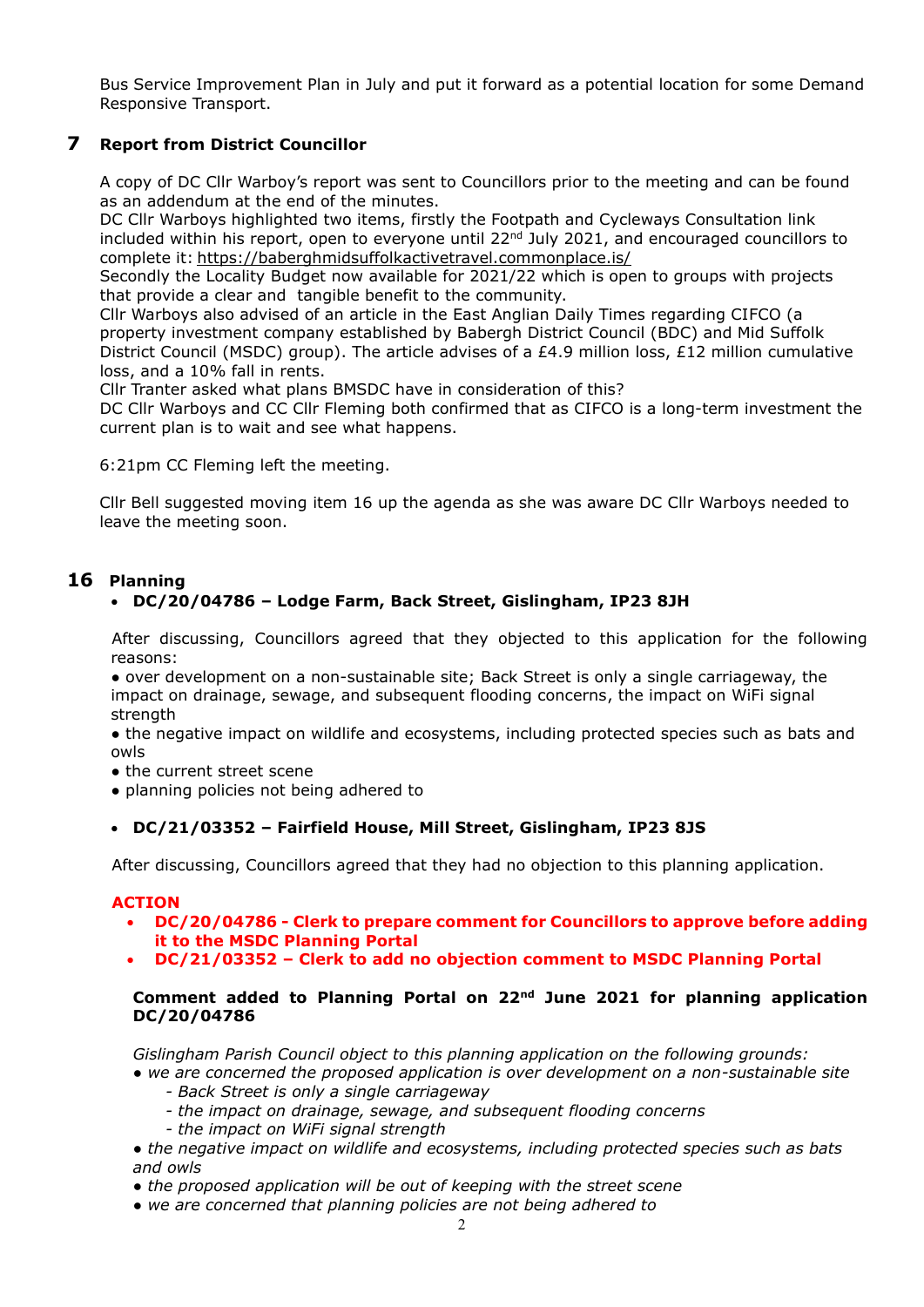Bus Service Improvement Plan in July and put it forward as a potential location for some Demand Responsive Transport.

## 7 Report from District Councillor

A copy of DC Cllr Warboy's report was sent to Councillors prior to the meeting and can be found as an addendum at the end of the minutes.
DC Cllr Warboys highlighted two items, firstly the Footpath and Cycleways Consultation link included within his report, open to everyone until 22nd July 2021, and encouraged councillors to complete it: https://baberghmidsuffolkactivetravel.commonplace.is/
Secondly the Locality Budget now available for 2021/22 which is open to groups with projects that provide a clear and tangible benefit to the community.
Cllr Warboys also advised of an article in the East Anglian Daily Times regarding CIFCO (a property investment company established by Babergh District Council (BDC) and Mid Suffolk District Council (MSDC) group). The article advises of a £4.9 million loss, £12 million cumulative loss, and a 10% fall in rents.
Cllr Tranter asked what plans BMSDC have in consideration of this?
DC Cllr Warboys and CC Cllr Fleming both confirmed that as CIFCO is a long-term investment the current plan is to wait and see what happens.

6:21pm CC Fleming left the meeting.

Cllr Bell suggested moving item 16 up the agenda as she was aware DC Cllr Warboys needed to leave the meeting soon.

## 16 Planning

- **DC/20/04786 – Lodge Farm, Back Street, Gislingham, IP23 8JH**

After discussing, Councillors agreed that they objected to this application for the following reasons:
● over development on a non-sustainable site; Back Street is only a single carriageway, the impact on drainage, sewage, and subsequent flooding concerns, the impact on WiFi signal strength
● the negative impact on wildlife and ecosystems, including protected species such as bats and owls
● the current street scene
● planning policies not being adhered to

- **DC/21/03352 – Fairfield House, Mill Street, Gislingham, IP23 8JS**

After discussing, Councillors agreed that they had no objection to this planning application.

**ACTION**

- **DC/20/04786 - Clerk to prepare comment for Councillors to approve before adding it to the MSDC Planning Portal**
- **DC/21/03352 – Clerk to add no objection comment to MSDC Planning Portal**

**Comment added to Planning Portal on 22nd June 2021 for planning application DC/20/04786**

*Gislingham Parish Council object to this planning application on the following grounds:*
● *we are concerned the proposed application is over development on a non-sustainable site*
  - *Back Street is only a single carriageway*
  - *the impact on drainage, sewage, and subsequent flooding concerns*
  - *the impact on WiFi signal strength*

● *the negative impact on wildlife and ecosystems, including protected species such as bats and owls*
● *the proposed application will be out of keeping with the street scene*
● *we are concerned that planning policies are not being adhered to*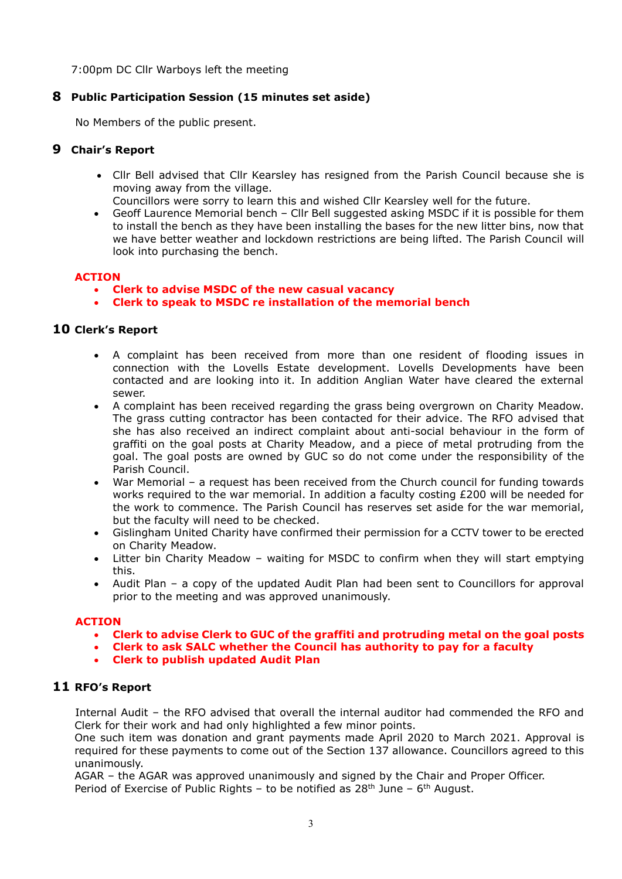7:00pm DC Cllr Warboys left the meeting

## 8 Public Participation Session (15 minutes set aside)

No Members of the public present.

## 9 Chair's Report

- Cllr Bell advised that Cllr Kearsley has resigned from the Parish Council because she is moving away from the village.
  Councillors were sorry to learn this and wished Cllr Kearsley well for the future.
- Geoff Laurence Memorial bench – Cllr Bell suggested asking MSDC if it is possible for them to install the bench as they have been installing the bases for the new litter bins, now that we have better weather and lockdown restrictions are being lifted. The Parish Council will look into purchasing the bench.

**ACTION**

- **Clerk to advise MSDC of the new casual vacancy**
- **Clerk to speak to MSDC re installation of the memorial bench**

## 10 Clerk's Report

- A complaint has been received from more than one resident of flooding issues in connection with the Lovells Estate development. Lovells Developments have been contacted and are looking into it. In addition Anglian Water have cleared the external sewer.
- A complaint has been received regarding the grass being overgrown on Charity Meadow. The grass cutting contractor has been contacted for their advice. The RFO advised that she has also received an indirect complaint about anti-social behaviour in the form of graffiti on the goal posts at Charity Meadow, and a piece of metal protruding from the goal. The goal posts are owned by GUC so do not come under the responsibility of the Parish Council.
- War Memorial – a request has been received from the Church council for funding towards works required to the war memorial. In addition a faculty costing £200 will be needed for the work to commence. The Parish Council has reserves set aside for the war memorial, but the faculty will need to be checked.
- Gislingham United Charity have confirmed their permission for a CCTV tower to be erected on Charity Meadow.
- Litter bin Charity Meadow – waiting for MSDC to confirm when they will start emptying this.
- Audit Plan – a copy of the updated Audit Plan had been sent to Councillors for approval prior to the meeting and was approved unanimously.

**ACTION**

- **Clerk to advise Clerk to GUC of the graffiti and protruding metal on the goal posts**
- **Clerk to ask SALC whether the Council has authority to pay for a faculty**
- **Clerk to publish updated Audit Plan**

## 11 RFO's Report

Internal Audit – the RFO advised that overall the internal auditor had commended the RFO and Clerk for their work and had only highlighted a few minor points.
One such item was donation and grant payments made April 2020 to March 2021. Approval is required for these payments to come out of the Section 137 allowance. Councillors agreed to this unanimously.
AGAR – the AGAR was approved unanimously and signed by the Chair and Proper Officer.
Period of Exercise of Public Rights – to be notified as 28th June – 6th August.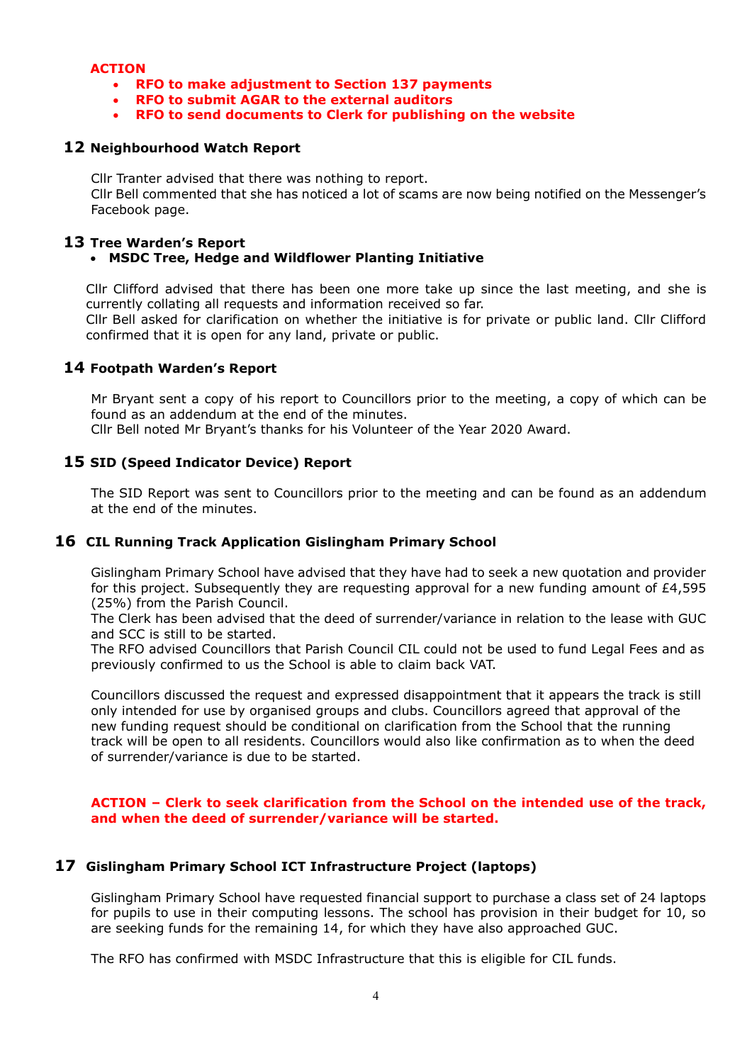**ACTION**

- **RFO to make adjustment to Section 137 payments**
- **RFO to submit AGAR to the external auditors**
- **RFO to send documents to Clerk for publishing on the website**

## 12 Neighbourhood Watch Report

Cllr Tranter advised that there was nothing to report.
Cllr Bell commented that she has noticed a lot of scams are now being notified on the Messenger's Facebook page.

## 13 Tree Warden's Report

- **MSDC Tree, Hedge and Wildflower Planting Initiative**

Cllr Clifford advised that there has been one more take up since the last meeting, and she is currently collating all requests and information received so far.
Cllr Bell asked for clarification on whether the initiative is for private or public land. Cllr Clifford confirmed that it is open for any land, private or public.

## 14 Footpath Warden's Report

Mr Bryant sent a copy of his report to Councillors prior to the meeting, a copy of which can be found as an addendum at the end of the minutes.
Cllr Bell noted Mr Bryant's thanks for his Volunteer of the Year 2020 Award.

## 15 SID (Speed Indicator Device) Report

The SID Report was sent to Councillors prior to the meeting and can be found as an addendum at the end of the minutes.

## 16 CIL Running Track Application Gislingham Primary School

Gislingham Primary School have advised that they have had to seek a new quotation and provider for this project. Subsequently they are requesting approval for a new funding amount of £4,595 (25%) from the Parish Council.
The Clerk has been advised that the deed of surrender/variance in relation to the lease with GUC and SCC is still to be started.
The RFO advised Councillors that Parish Council CIL could not be used to fund Legal Fees and as previously confirmed to us the School is able to claim back VAT.

Councillors discussed the request and expressed disappointment that it appears the track is still only intended for use by organised groups and clubs. Councillors agreed that approval of the new funding request should be conditional on clarification from the School that the running track will be open to all residents. Councillors would also like confirmation as to when the deed of surrender/variance is due to be started.

**ACTION – Clerk to seek clarification from the School on the intended use of the track, and when the deed of surrender/variance will be started.**

## 17 Gislingham Primary School ICT Infrastructure Project (laptops)

Gislingham Primary School have requested financial support to purchase a class set of 24 laptops for pupils to use in their computing lessons. The school has provision in their budget for 10, so are seeking funds for the remaining 14, for which they have also approached GUC.

The RFO has confirmed with MSDC Infrastructure that this is eligible for CIL funds.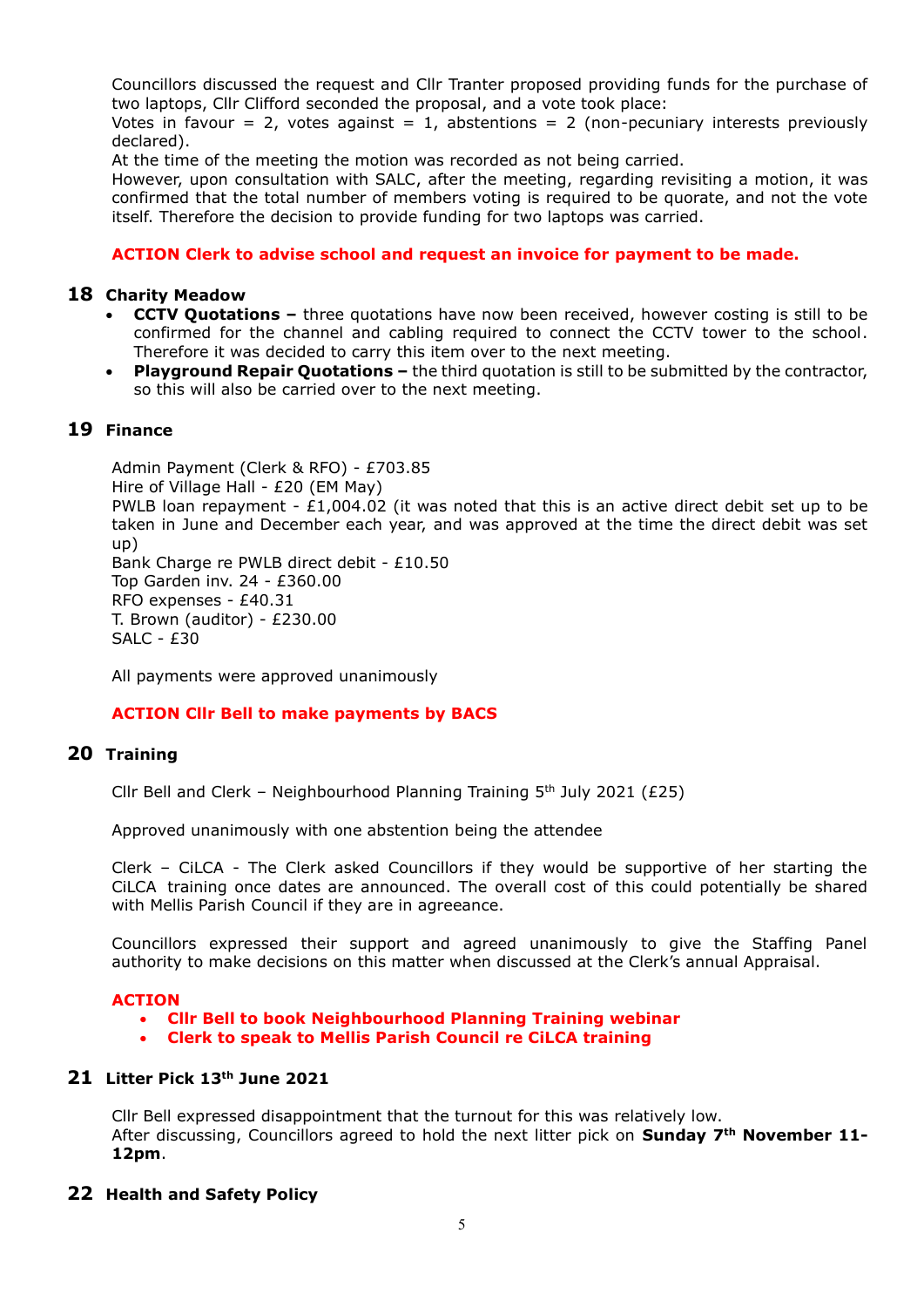Councillors discussed the request and Cllr Tranter proposed providing funds for the purchase of two laptops, Cllr Clifford seconded the proposal, and a vote took place:
Votes in favour = 2, votes against = 1, abstentions = 2 (non-pecuniary interests previously declared).
At the time of the meeting the motion was recorded as not being carried.
However, upon consultation with SALC, after the meeting, regarding revisiting a motion, it was confirmed that the total number of members voting is required to be quorate, and not the vote itself. Therefore the decision to provide funding for two laptops was carried.

**ACTION Clerk to advise school and request an invoice for payment to be made.**

## 18 Charity Meadow

- **CCTV Quotations –** three quotations have now been received, however costing is still to be confirmed for the channel and cabling required to connect the CCTV tower to the school. Therefore it was decided to carry this item over to the next meeting.
- **Playground Repair Quotations –** the third quotation is still to be submitted by the contractor, so this will also be carried over to the next meeting.

## 19 Finance

Admin Payment (Clerk & RFO) - £703.85
Hire of Village Hall - £20 (EM May)
PWLB loan repayment - £1,004.02 (it was noted that this is an active direct debit set up to be taken in June and December each year, and was approved at the time the direct debit was set up)
Bank Charge re PWLB direct debit - £10.50
Top Garden inv. 24 - £360.00
RFO expenses - £40.31
T. Brown (auditor) - £230.00
SALC - £30

All payments were approved unanimously

**ACTION Cllr Bell to make payments by BACS**

## 20 Training

Cllr Bell and Clerk – Neighbourhood Planning Training 5th July 2021 (£25)

Approved unanimously with one abstention being the attendee

Clerk – CiLCA - The Clerk asked Councillors if they would be supportive of her starting the CiLCA training once dates are announced. The overall cost of this could potentially be shared with Mellis Parish Council if they are in agreeance.

Councillors expressed their support and agreed unanimously to give the Staffing Panel authority to make decisions on this matter when discussed at the Clerk's annual Appraisal.

**ACTION**

- **Cllr Bell to book Neighbourhood Planning Training webinar**
- **Clerk to speak to Mellis Parish Council re CiLCA training**

## 21 Litter Pick 13th June 2021

Cllr Bell expressed disappointment that the turnout for this was relatively low.
After discussing, Councillors agreed to hold the next litter pick on **Sunday 7th November 11-12pm**.

## 22 Health and Safety Policy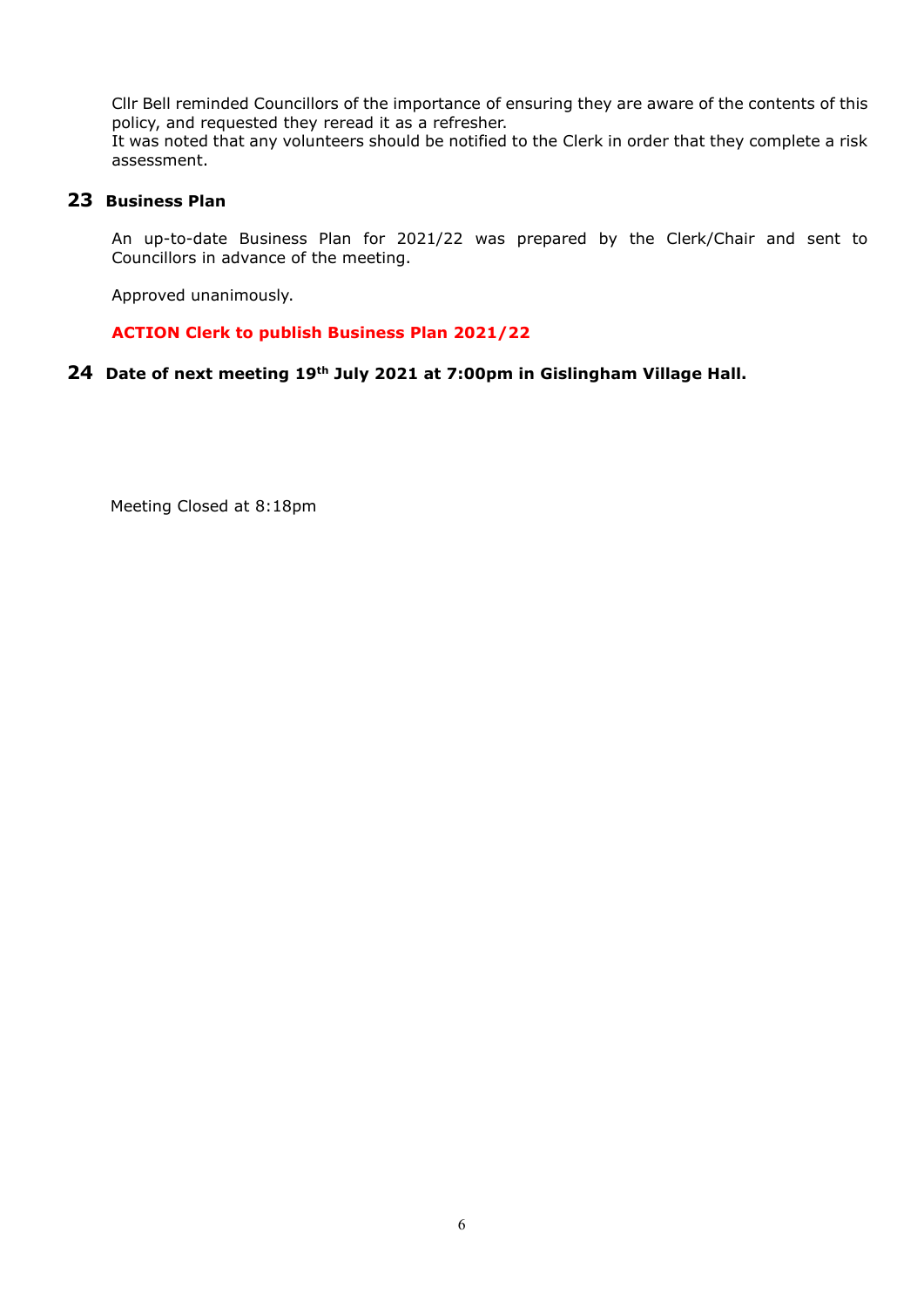Cllr Bell reminded Councillors of the importance of ensuring they are aware of the contents of this policy, and requested they reread it as a refresher.
It was noted that any volunteers should be notified to the Clerk in order that they complete a risk assessment.

## 23 Business Plan

An up-to-date Business Plan for 2021/22 was prepared by the Clerk/Chair and sent to Councillors in advance of the meeting.

Approved unanimously.

**ACTION Clerk to publish Business Plan 2021/22**

## 24 Date of next meeting 19th July 2021 at 7:00pm in Gislingham Village Hall.

Meeting Closed at 8:18pm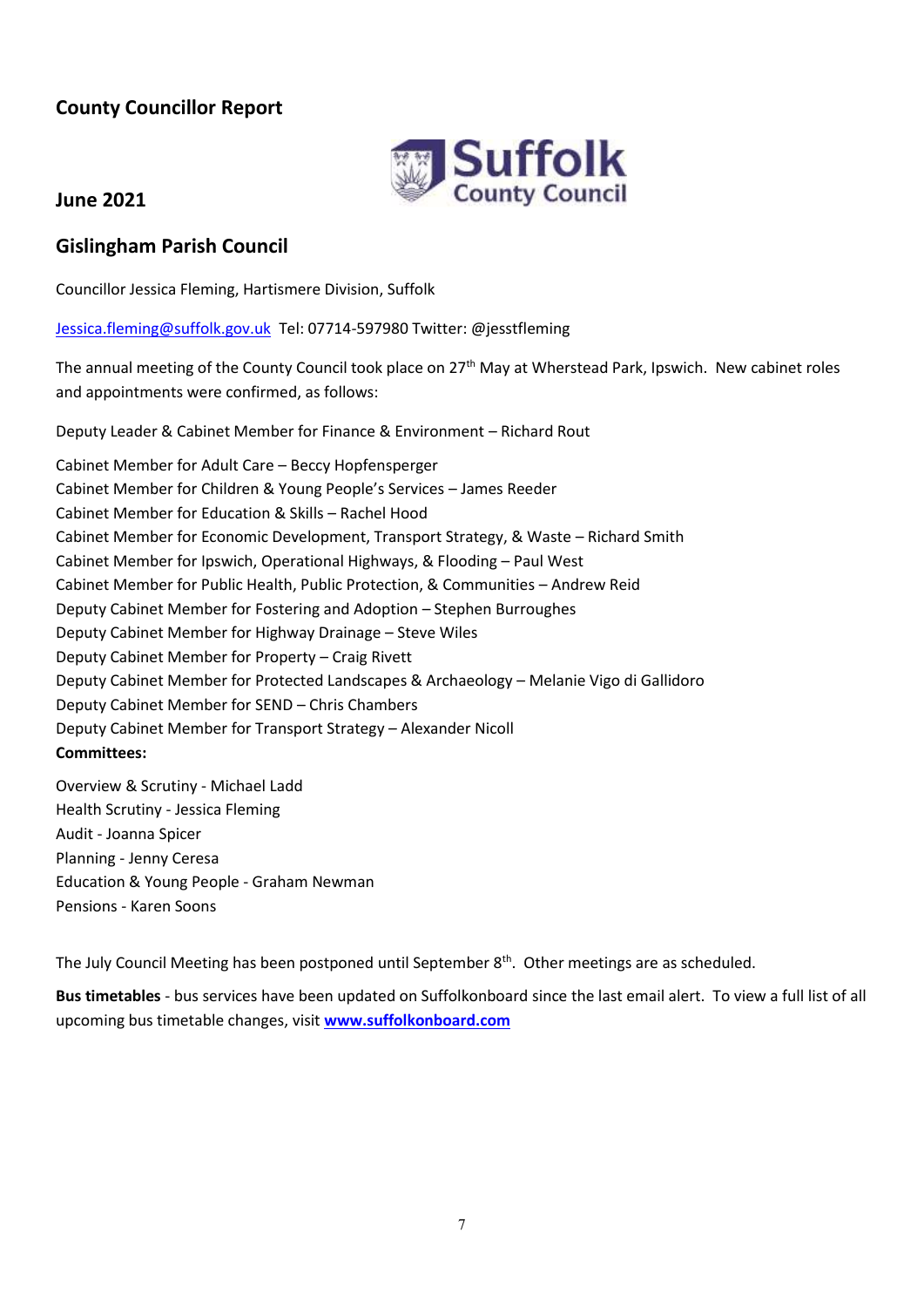## County Councillor Report

### June 2021

## Gislingham Parish Council

Councillor Jessica Fleming, Hartismere Division, Suffolk

Jessica.fleming@suffolk.gov.uk Tel: 07714-597980 Twitter: @jesstfleming

The annual meeting of the County Council took place on 27th May at Wherstead Park, Ipswich. New cabinet roles and appointments were confirmed, as follows:

Deputy Leader & Cabinet Member for Finance & Environment – Richard Rout

Cabinet Member for Adult Care – Beccy Hopfensperger
Cabinet Member for Children & Young People's Services – James Reeder
Cabinet Member for Education & Skills – Rachel Hood
Cabinet Member for Economic Development, Transport Strategy, & Waste – Richard Smith
Cabinet Member for Ipswich, Operational Highways, & Flooding – Paul West
Cabinet Member for Public Health, Public Protection, & Communities – Andrew Reid
Deputy Cabinet Member for Fostering and Adoption – Stephen Burroughes
Deputy Cabinet Member for Highway Drainage – Steve Wiles
Deputy Cabinet Member for Property – Craig Rivett
Deputy Cabinet Member for Protected Landscapes & Archaeology – Melanie Vigo di Gallidoro
Deputy Cabinet Member for SEND – Chris Chambers
Deputy Cabinet Member for Transport Strategy – Alexander Nicoll

**Committees:**

Overview & Scrutiny - Michael Ladd
Health Scrutiny - Jessica Fleming
Audit - Joanna Spicer
Planning - Jenny Ceresa
Education & Young People - Graham Newman
Pensions - Karen Soons

The July Council Meeting has been postponed until September 8th. Other meetings are as scheduled.

**Bus timetables** - bus services have been updated on Suffolkonboard since the last email alert. To view a full list of all upcoming bus timetable changes, visit **www.suffolkonboard.com**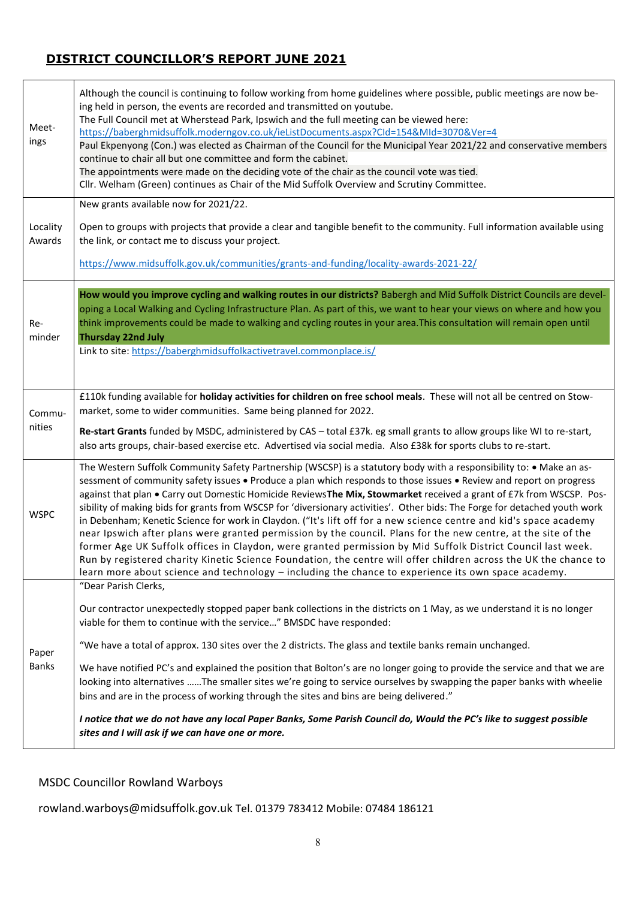## DISTRICT COUNCILLOR'S REPORT JUNE 2021

| | |
|---|---|
| Meetings | Although the council is continuing to follow working from home guidelines where possible, public meetings are now being held in person, the events are recorded and transmitted on youtube.<br>The Full Council met at Wherstead Park, Ipswich and the full meeting can be viewed here:<br>https://baberghmidsuffolk.moderngov.co.uk/ieListDocuments.aspx?CId=154&MId=3070&Ver=4<br>Paul Ekpenyong (Con.) was elected as Chairman of the Council for the Municipal Year 2021/22 and conservative members continue to chair all but one committee and form the cabinet.<br>The appointments were made on the deciding vote of the chair as the council vote was tied.<br>Cllr. Welham (Green) continues as Chair of the Mid Suffolk Overview and Scrutiny Committee. |
| Locality Awards | New grants available now for 2021/22.<br><br>Open to groups with projects that provide a clear and tangible benefit to the community. Full information available using the link, or contact me to discuss your project.<br><br>https://www.midsuffolk.gov.uk/communities/grants-and-funding/locality-awards-2021-22/ |
| Reminder | **How would you improve cycling and walking routes in our districts?** Babergh and Mid Suffolk District Councils are developing a Local Walking and Cycling Infrastructure Plan. As part of this, we want to hear your views on where and how you think improvements could be made to walking and cycling routes in your area.This consultation will remain open until **Thursday 22nd July**<br>Link to site: https://baberghmidsuffolkactivetravel.commonplace.is/ |
| Communities | £110k funding available for **holiday activities for children on free school meals**. These will not all be centred on Stowmarket, some to wider communities. Same being planned for 2022.<br><br>**Re-start Grants** funded by MSDC, administered by CAS – total £37k. eg small grants to allow groups like WI to re-start, also arts groups, chair-based exercise etc. Advertised via social media. Also £38k for sports clubs to re-start. |
| WSPC | The Western Suffolk Community Safety Partnership (WSCSP) is a statutory body with a responsibility to: • Make an assessment of community safety issues • Produce a plan which responds to those issues • Review and report on progress against that plan • Carry out Domestic Homicide Reviews**The Mix, Stowmarket** received a grant of £7k from WSCSP. Possibility of making bids for grants from WSCSP for 'diversionary activities'. Other bids: The Forge for detached youth work in Debenham; Kenetic Science for work in Claydon. ("It's lift off for a new science centre and kid's space academy near Ipswich after plans were granted permission by the council. Plans for the new centre, at the site of the former Age UK Suffolk offices in Claydon, were granted permission by Mid Suffolk District Council last week. Run by registered charity Kinetic Science Foundation, the centre will offer children across the UK the chance to learn more about science and technology – including the chance to experience its own space academy. |
| Paper Banks | "Dear Parish Clerks,<br><br>Our contractor unexpectedly stopped paper bank collections in the districts on 1 May, as we understand it is no longer viable for them to continue with the service…" BMSDC have responded:<br><br>"We have a total of approx. 130 sites over the 2 districts. The glass and textile banks remain unchanged.<br><br>We have notified PC's and explained the position that Bolton's are no longer going to provide the service and that we are looking into alternatives ……The smaller sites we're going to service ourselves by swapping the paper banks with wheelie bins and are in the process of working through the sites and bins are being delivered."<br><br>***I notice that we do not have any local Paper Banks, Some Parish Council do, Would the PC's like to suggest possible sites and I will ask if we can have one or more.*** |

MSDC Councillor Rowland Warboys

rowland.warboys@midsuffolk.gov.uk Tel. 01379 783412 Mobile: 07484 186121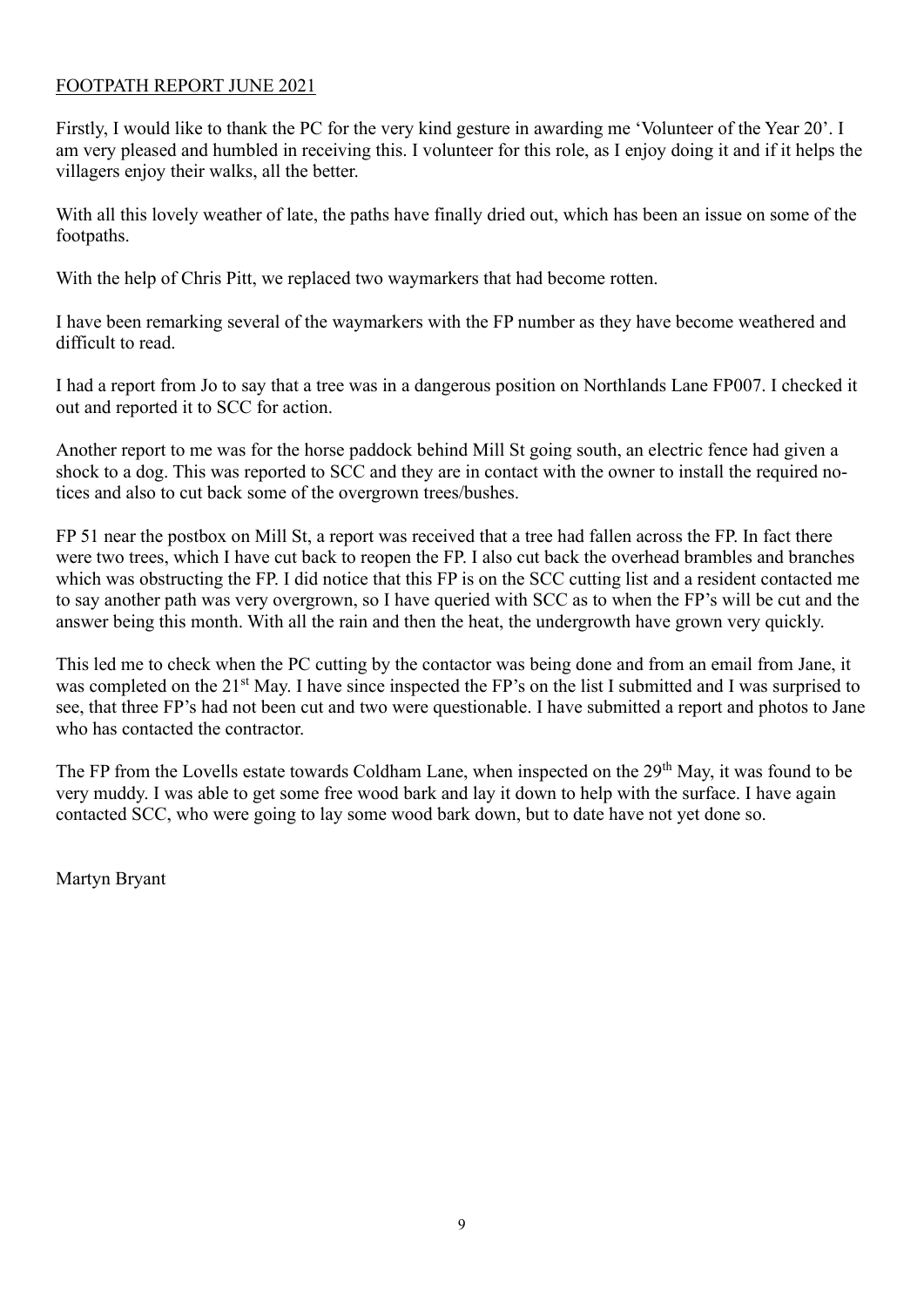FOOTPATH REPORT JUNE 2021

Firstly, I would like to thank the PC for the very kind gesture in awarding me 'Volunteer of the Year 20'. I am very pleased and humbled in receiving this. I volunteer for this role, as I enjoy doing it and if it helps the villagers enjoy their walks, all the better.

With all this lovely weather of late, the paths have finally dried out, which has been an issue on some of the footpaths.

With the help of Chris Pitt, we replaced two waymarkers that had become rotten.

I have been remarking several of the waymarkers with the FP number as they have become weathered and difficult to read.

I had a report from Jo to say that a tree was in a dangerous position on Northlands Lane FP007. I checked it out and reported it to SCC for action.

Another report to me was for the horse paddock behind Mill St going south, an electric fence had given a shock to a dog. This was reported to SCC and they are in contact with the owner to install the required notices and also to cut back some of the overgrown trees/bushes.

FP 51 near the postbox on Mill St, a report was received that a tree had fallen across the FP. In fact there were two trees, which I have cut back to reopen the FP. I also cut back the overhead brambles and branches which was obstructing the FP. I did notice that this FP is on the SCC cutting list and a resident contacted me to say another path was very overgrown, so I have queried with SCC as to when the FP's will be cut and the answer being this month. With all the rain and then the heat, the undergrowth have grown very quickly.

This led me to check when the PC cutting by the contactor was being done and from an email from Jane, it was completed on the 21st May. I have since inspected the FP's on the list I submitted and I was surprised to see, that three FP's had not been cut and two were questionable. I have submitted a report and photos to Jane who has contacted the contractor.

The FP from the Lovells estate towards Coldham Lane, when inspected on the 29th May, it was found to be very muddy. I was able to get some free wood bark and lay it down to help with the surface. I have again contacted SCC, who were going to lay some wood bark down, but to date have not yet done so.

Martyn Bryant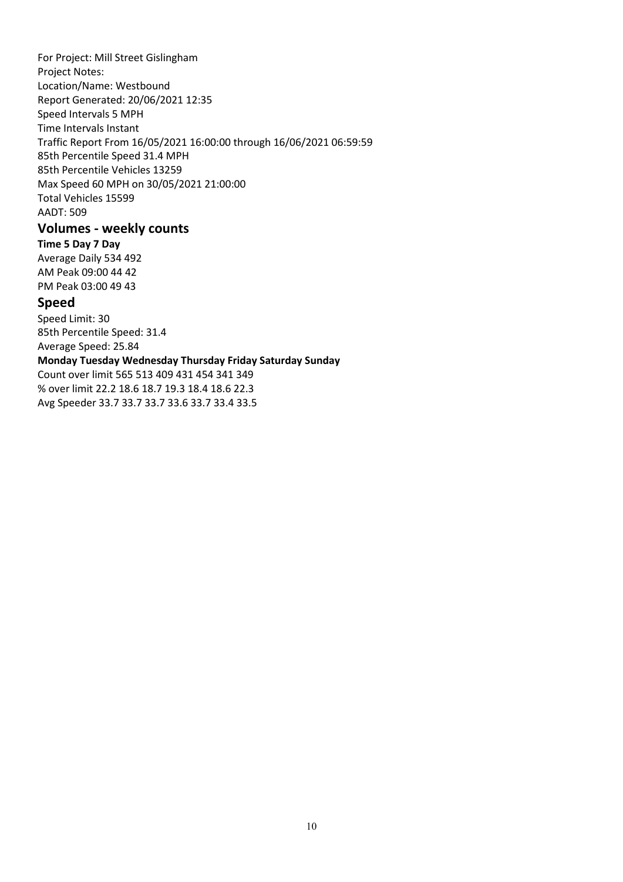For Project: Mill Street Gislingham
Project Notes:
Location/Name: Westbound
Report Generated: 20/06/2021 12:35
Speed Intervals 5 MPH
Time Intervals Instant
Traffic Report From 16/05/2021 16:00:00 through 16/06/2021 06:59:59
85th Percentile Speed 31.4 MPH
85th Percentile Vehicles 13259
Max Speed 60 MPH on 30/05/2021 21:00:00
Total Vehicles 15599
AADT: 509

## Volumes - weekly counts

| Time | 5 Day | 7 Day |
| --- | --- | --- |
| Average Daily | 534 | 492 |
| AM Peak 09:00 | 44 | 42 |
| PM Peak 03:00 | 49 | 43 |

## Speed

Speed Limit: 30
85th Percentile Speed: 31.4
Average Speed: 25.84

| | Monday | Tuesday | Wednesday | Thursday | Friday | Saturday | Sunday |
| --- | --- | --- | --- | --- | --- | --- | --- |
| Count over limit | 565 | 513 | 409 | 431 | 454 | 341 | 349 |
| % over limit | 22.2 | 18.6 | 18.7 | 19.3 | 18.4 | 18.6 | 22.3 |
| Avg Speeder | 33.7 | 33.7 | 33.7 | 33.6 | 33.7 | 33.4 | 33.5 |